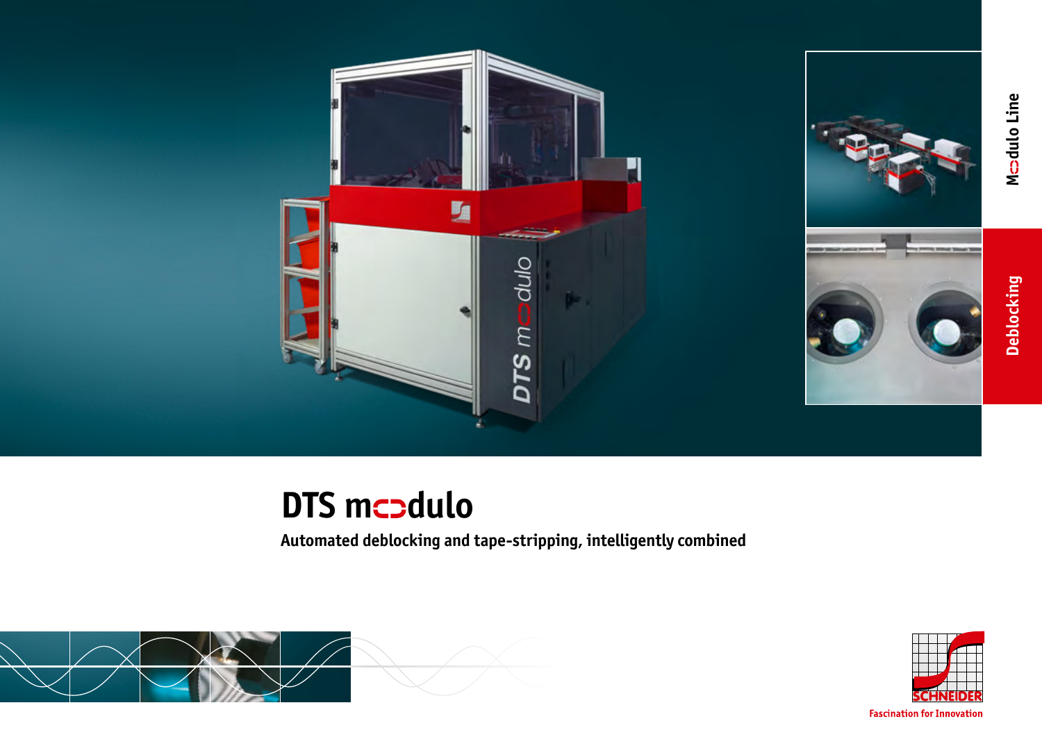Modulo Line

Deblocking

# DTS modulo

**Automated deblocking and tape-stripping, intelligently combined**

SCHNEIDER

Fascination for Innovation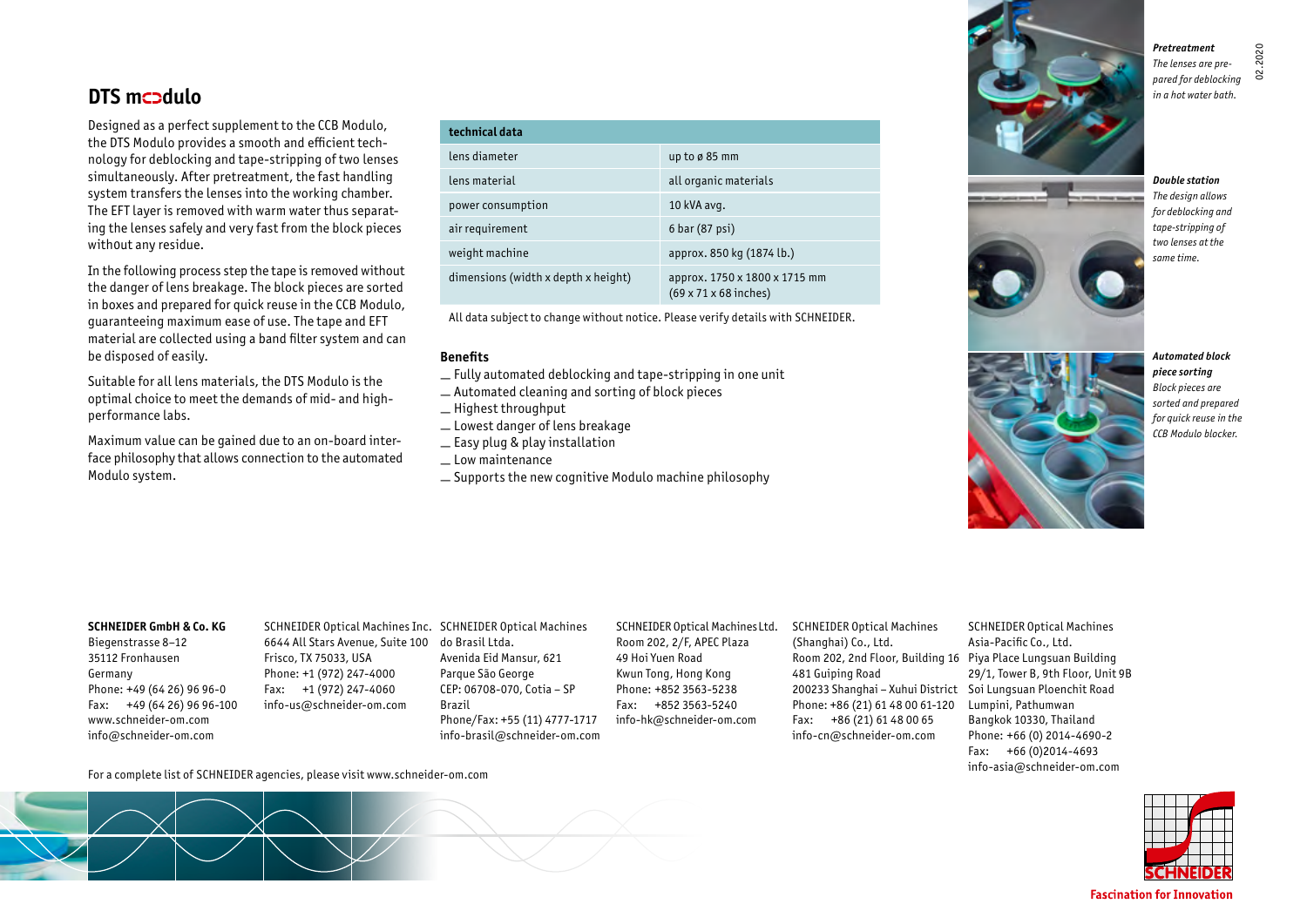## DTS modulo

Designed as a perfect supplement to the CCB Modulo, the DTS Modulo provides a smooth and efficient technology for deblocking and tape-stripping of two lenses simultaneously. After pretreatment, the fast handling system transfers the lenses into the working chamber. The EFT layer is removed with warm water thus separating the lenses safely and very fast from the block pieces without any residue.

In the following process step the tape is removed without the danger of lens breakage. The block pieces are sorted in boxes and prepared for quick reuse in the CCB Modulo, guaranteeing maximum ease of use. The tape and EFT material are collected using a band filter system and can be disposed of easily.

Suitable for all lens materials, the DTS Modulo is the optimal choice to meet the demands of mid- and high-performance labs.

Maximum value can be gained due to an on-board interface philosophy that allows connection to the automated Modulo system.

| technical data | |
|---|---|
| lens diameter | up to ø 85 mm |
| lens material | all organic materials |
| power consumption | 10 kVA avg. |
| air requirement | 6 bar (87 psi) |
| weight machine | approx. 850 kg (1874 lb.) |
| dimensions (width x depth x height) | approx. 1750 x 1800 x 1715 mm (69 x 71 x 68 inches) |

All data subject to change without notice. Please verify details with SCHNEIDER.

**Benefits**

- Fully automated deblocking and tape-stripping in one unit
- Automated cleaning and sorting of block pieces
- Highest throughput
- Lowest danger of lens breakage
- Easy plug & play installation
- Low maintenance
- Supports the new cognitive Modulo machine philosophy

***Pretreatment***
*The lenses are prepared for deblocking in a hot water bath.*

***Double station***
*The design allows for deblocking and tape-stripping of two lenses at the same time.*

***Automated block piece sorting***
*Block pieces are sorted and prepared for quick reuse in the CCB Modulo blocker.*

02.2020

**SCHNEIDER GmbH & Co. KG**
Biegenstrasse 8–12
35112 Fronhausen
Germany
Phone: +49 (64 26) 96 96-0
Fax: +49 (64 26) 96 96-100
www.schneider-om.com
info@schneider-om.com

SCHNEIDER Optical Machines Inc.
6644 All Stars Avenue, Suite 100
Frisco, TX 75033, USA
Phone: +1 (972) 247-4000
Fax: +1 (972) 247-4060
info-us@schneider-om.com

SCHNEIDER Optical Machines do Brasil Ltda.
Avenida Eid Mansur, 621
Parque São George
CEP: 06708-070, Cotia – SP
Brazil
Phone/Fax: +55 (11) 4777-1717
info-brasil@schneider-om.com

SCHNEIDER Optical Machines Ltd.
Room 202, 2/F, APEC Plaza
49 Hoi Yuen Road
Kwun Tong, Hong Kong
Phone: +852 3563-5238
Fax: +852 3563-5240
info-hk@schneider-om.com

SCHNEIDER Optical Machines (Shanghai) Co., Ltd.
Room 202, 2nd Floor, Building 16
481 Guiping Road
200233 Shanghai – Xuhui District
Phone: +86 (21) 61 48 00 61-120
Fax: +86 (21) 61 48 00 65
info-cn@schneider-om.com

SCHNEIDER Optical Machines Asia-Pacific Co., Ltd.
Piya Place Lungsuan Building
29/1, Tower B, 9th Floor, Unit 9B
Soi Lungsuan Ploenchit Road
Lumpini, Pathumwan
Bangkok 10330, Thailand
Phone: +66 (0) 2014-4690-2
Fax: +66 (0)2014-4693
info-asia@schneider-om.com

For a complete list of SCHNEIDER agencies, please visit www.schneider-om.com

SCHNEIDER

Fascination for Innovation